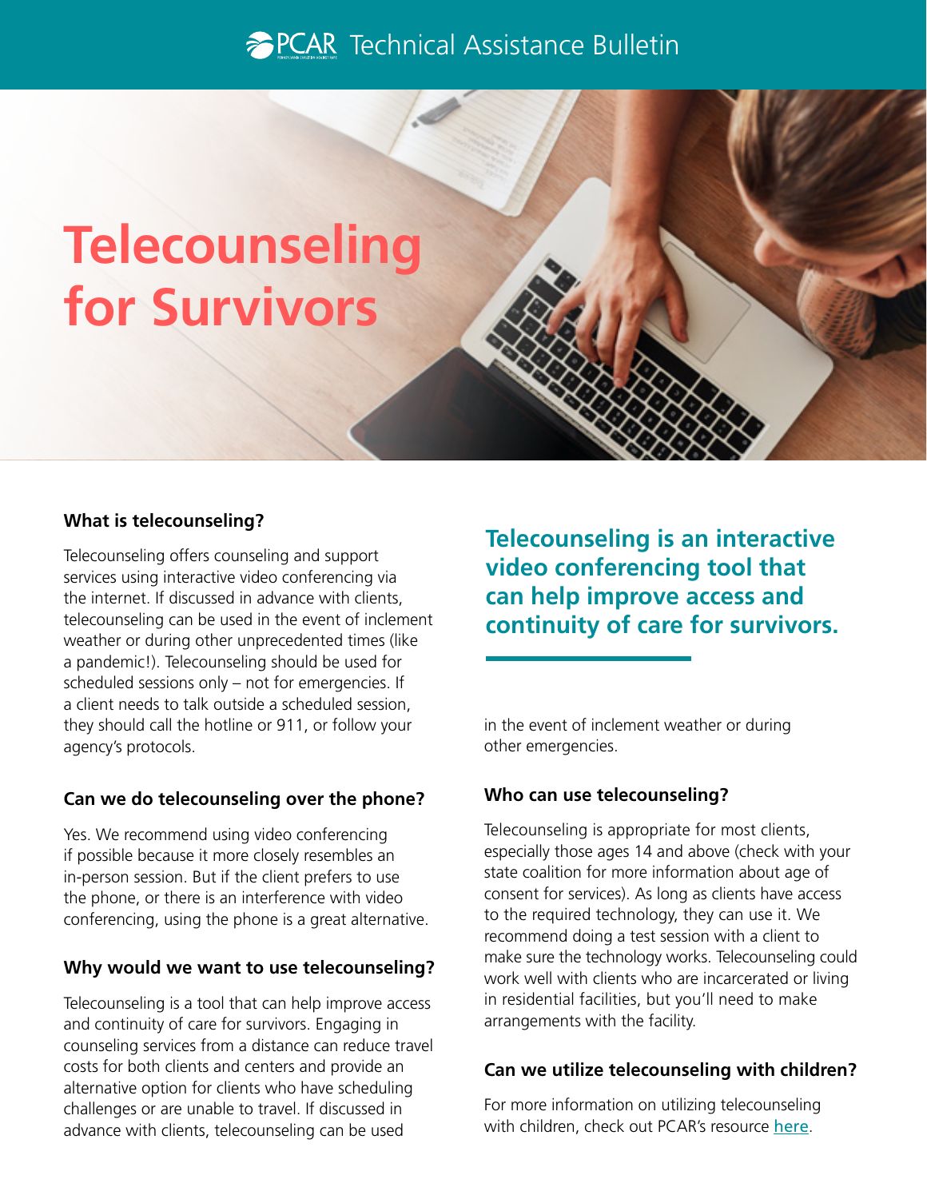PCAR Technical Assistance Bulletin

# Telecounseling for Survivors

### What is telecounseling?

Telecounseling offers counseling and support services using interactive video conferencing via the internet. If discussed in advance with clients, telecounseling can be used in the event of inclement weather or during other unprecedented times (like a pandemic!). Telecounseling should be used for scheduled sessions only – not for emergencies. If a client needs to talk outside a scheduled session, they should call the hotline or 911, or follow your agency's protocols.

### Can we do telecounseling over the phone?

Yes. We recommend using video conferencing if possible because it more closely resembles an in-person session. But if the client prefers to use the phone, or there is an interference with video conferencing, using the phone is a great alternative.

### Why would we want to use telecounseling?

Telecounseling is a tool that can help improve access and continuity of care for survivors. Engaging in counseling services from a distance can reduce travel costs for both clients and centers and provide an alternative option for clients who have scheduling challenges or are unable to travel. If discussed in advance with clients, telecounseling can be used in the event of inclement weather or during other emergencies.

**Telecounseling is an interactive video conferencing tool that can help improve access and continuity of care for survivors.**

### Who can use telecounseling?

Telecounseling is appropriate for most clients, especially those ages 14 and above (check with your state coalition for more information about age of consent for services). As long as clients have access to the required technology, they can use it. We recommend doing a test session with a client to make sure the technology works. Telecounseling could work well with clients who are incarcerated or living in residential facilities, but you'll need to make arrangements with the facility.

### Can we utilize telecounseling with children?

For more information on utilizing telecounseling with children, check out PCAR's resource here.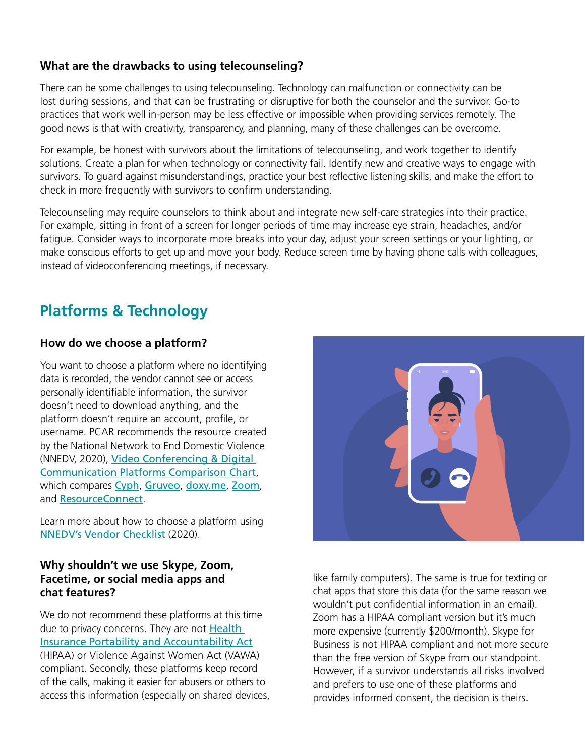### What are the drawbacks to using telecounseling?

There can be some challenges to using telecounseling. Technology can malfunction or connectivity can be lost during sessions, and that can be frustrating or disruptive for both the counselor and the survivor. Go-to practices that work well in-person may be less effective or impossible when providing services remotely. The good news is that with creativity, transparency, and planning, many of these challenges can be overcome.

For example, be honest with survivors about the limitations of telecounseling, and work together to identify solutions. Create a plan for when technology or connectivity fail. Identify new and creative ways to engage with survivors. To guard against misunderstandings, practice your best reflective listening skills, and make the effort to check in more frequently with survivors to confirm understanding.

Telecounseling may require counselors to think about and integrate new self-care strategies into their practice. For example, sitting in front of a screen for longer periods of time may increase eye strain, headaches, and/or fatigue. Consider ways to incorporate more breaks into your day, adjust your screen settings or your lighting, or make conscious efforts to get up and move your body. Reduce screen time by having phone calls with colleagues, instead of videoconferencing meetings, if necessary.

## Platforms & Technology

### How do we choose a platform?

You want to choose a platform where no identifying data is recorded, the vendor cannot see or access personally identifiable information, the survivor doesn't need to download anything, and the platform doesn't require an account, profile, or username. PCAR recommends the resource created by the National Network to End Domestic Violence (NNEDV, 2020), Video Conferencing & Digital Communication Platforms Comparison Chart, which compares Cyph, Gruveo, doxy.me, Zoom, and ResourceConnect.

Learn more about how to choose a platform using NNEDV's Vendor Checklist (2020).

### Why shouldn't we use Skype, Zoom, Facetime, or social media apps and chat features?

We do not recommend these platforms at this time due to privacy concerns. They are not Health Insurance Portability and Accountability Act (HIPAA) or Violence Against Women Act (VAWA) compliant. Secondly, these platforms keep record of the calls, making it easier for abusers or others to access this information (especially on shared devices, like family computers). The same is true for texting or chat apps that store this data (for the same reason we wouldn't put confidential information in an email). Zoom has a HIPAA compliant version but it's much more expensive (currently $200/month). Skype for Business is not HIPAA compliant and not more secure than the free version of Skype from our standpoint. However, if a survivor understands all risks involved and prefers to use one of these platforms and provides informed consent, the decision is theirs.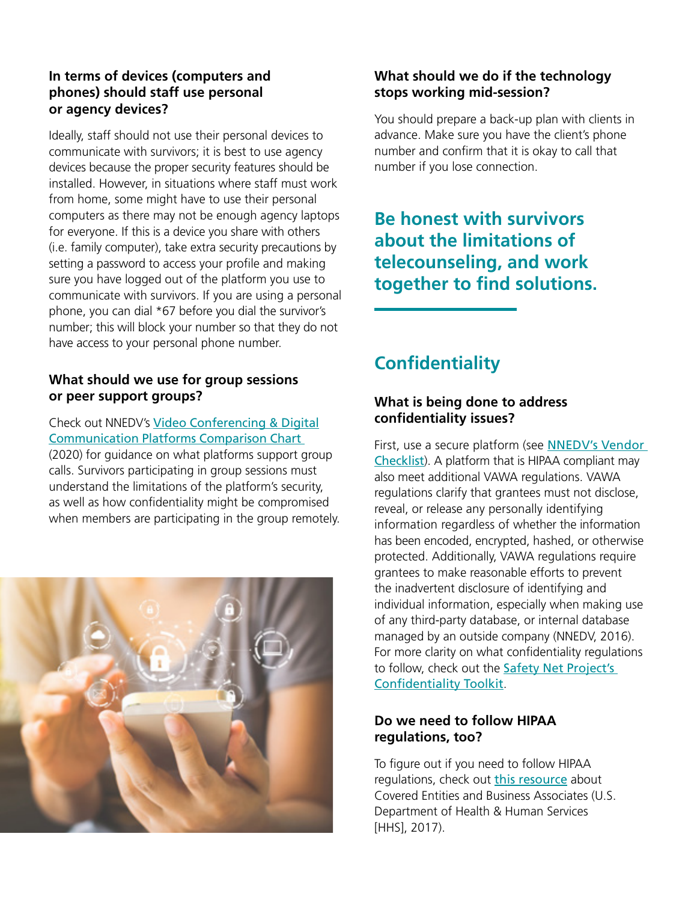### In terms of devices (computers and phones) should staff use personal or agency devices?

Ideally, staff should not use their personal devices to communicate with survivors; it is best to use agency devices because the proper security features should be installed. However, in situations where staff must work from home, some might have to use their personal computers as there may not be enough agency laptops for everyone. If this is a device you share with others (i.e. family computer), take extra security precautions by setting a password to access your profile and making sure you have logged out of the platform you use to communicate with survivors. If you are using a personal phone, you can dial *67 before you dial the survivor's number; this will block your number so that they do not have access to your personal phone number.

### What should we use for group sessions or peer support groups?

Check out NNEDV's [Video Conferencing & Digital Communication Platforms Comparison Chart](#) (2020) for guidance on what platforms support group calls. Survivors participating in group sessions must understand the limitations of the platform's security, as well as how confidentiality might be compromised when members are participating in the group remotely.

### What should we do if the technology stops working mid-session?

You should prepare a back-up plan with clients in advance. Make sure you have the client's phone number and confirm that it is okay to call that number if you lose connection.

**Be honest with survivors about the limitations of telecounseling, and work together to find solutions.**

## Confidentiality

### What is being done to address confidentiality issues?

First, use a secure platform (see [NNEDV's Vendor Checklist](#)). A platform that is HIPAA compliant may also meet additional VAWA regulations. VAWA regulations clarify that grantees must not disclose, reveal, or release any personally identifying information regardless of whether the information has been encoded, encrypted, hashed, or otherwise protected. Additionally, VAWA regulations require grantees to make reasonable efforts to prevent the inadvertent disclosure of identifying and individual information, especially when making use of any third-party database, or internal database managed by an outside company (NNEDV, 2016). For more clarity on what confidentiality regulations to follow, check out the [Safety Net Project's Confidentiality Toolkit](#).

### Do we need to follow HIPAA regulations, too?

To figure out if you need to follow HIPAA regulations, check out [this resource](#) about Covered Entities and Business Associates (U.S. Department of Health & Human Services [HHS], 2017).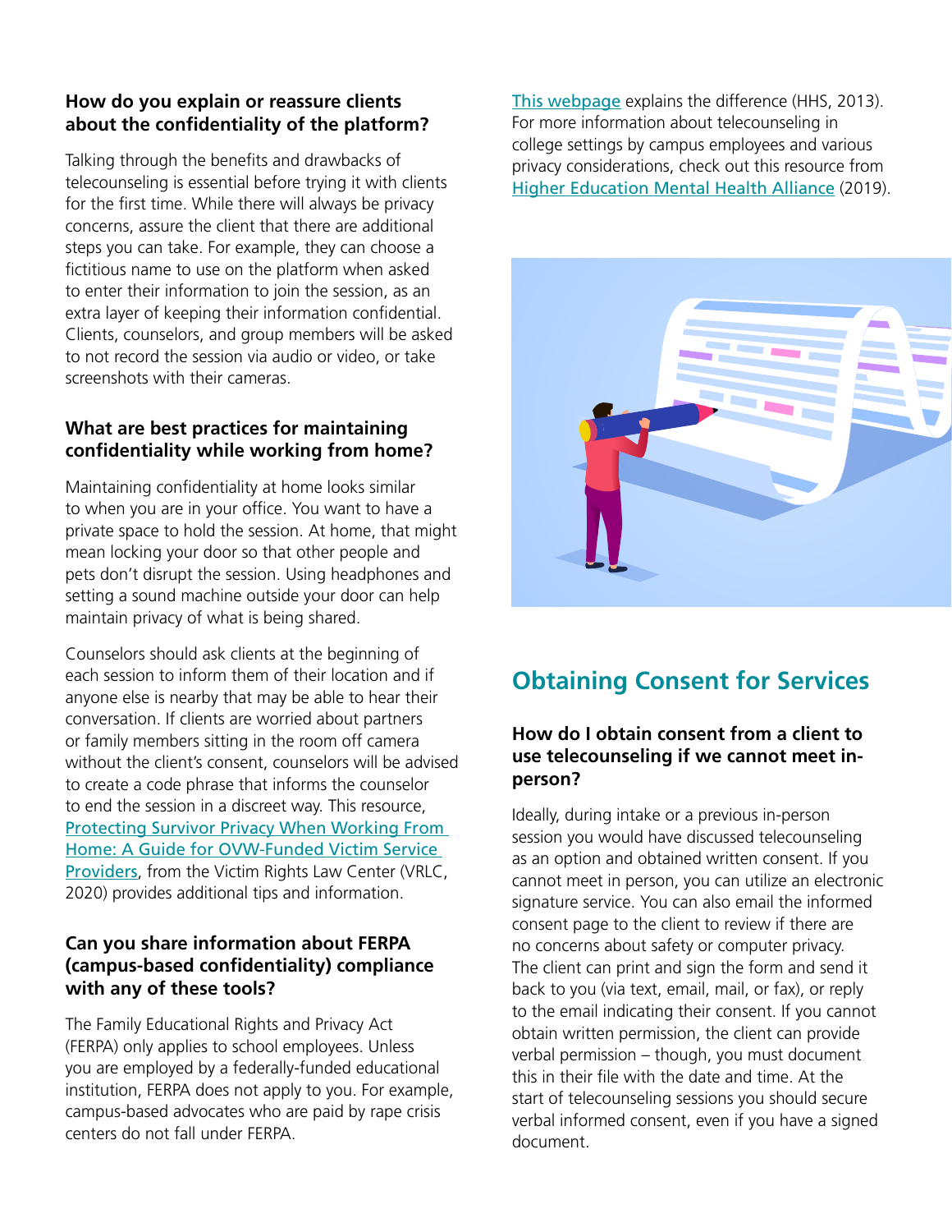### How do you explain or reassure clients about the confidentiality of the platform?

Talking through the benefits and drawbacks of telecounseling is essential before trying it with clients for the first time. While there will always be privacy concerns, assure the client that there are additional steps you can take. For example, they can choose a fictitious name to use on the platform when asked to enter their information to join the session, as an extra layer of keeping their information confidential. Clients, counselors, and group members will be asked to not record the session via audio or video, or take screenshots with their cameras.

### What are best practices for maintaining confidentiality while working from home?

Maintaining confidentiality at home looks similar to when you are in your office. You want to have a private space to hold the session. At home, that might mean locking your door so that other people and pets don't disrupt the session. Using headphones and setting a sound machine outside your door can help maintain privacy of what is being shared.

Counselors should ask clients at the beginning of each session to inform them of their location and if anyone else is nearby that may be able to hear their conversation. If clients are worried about partners or family members sitting in the room off camera without the client's consent, counselors will be advised to create a code phrase that informs the counselor to end the session in a discreet way. This resource, Protecting Survivor Privacy When Working From Home: A Guide for OVW-Funded Victim Service Providers, from the Victim Rights Law Center (VRLC, 2020) provides additional tips and information.

### Can you share information about FERPA (campus-based confidentiality) compliance with any of these tools?

The Family Educational Rights and Privacy Act (FERPA) only applies to school employees. Unless you are employed by a federally-funded educational institution, FERPA does not apply to you. For example, campus-based advocates who are paid by rape crisis centers do not fall under FERPA. This webpage explains the difference (HHS, 2013). For more information about telecounseling in college settings by campus employees and various privacy considerations, check out this resource from Higher Education Mental Health Alliance (2019).

## Obtaining Consent for Services

### How do I obtain consent from a client to use telecounseling if we cannot meet in-person?

Ideally, during intake or a previous in-person session you would have discussed telecounseling as an option and obtained written consent. If you cannot meet in person, you can utilize an electronic signature service. You can also email the informed consent page to the client to review if there are no concerns about safety or computer privacy. The client can print and sign the form and send it back to you (via text, email, mail, or fax), or reply to the email indicating their consent. If you cannot obtain written permission, the client can provide verbal permission – though, you must document this in their file with the date and time. At the start of telecounseling sessions you should secure verbal informed consent, even if you have a signed document.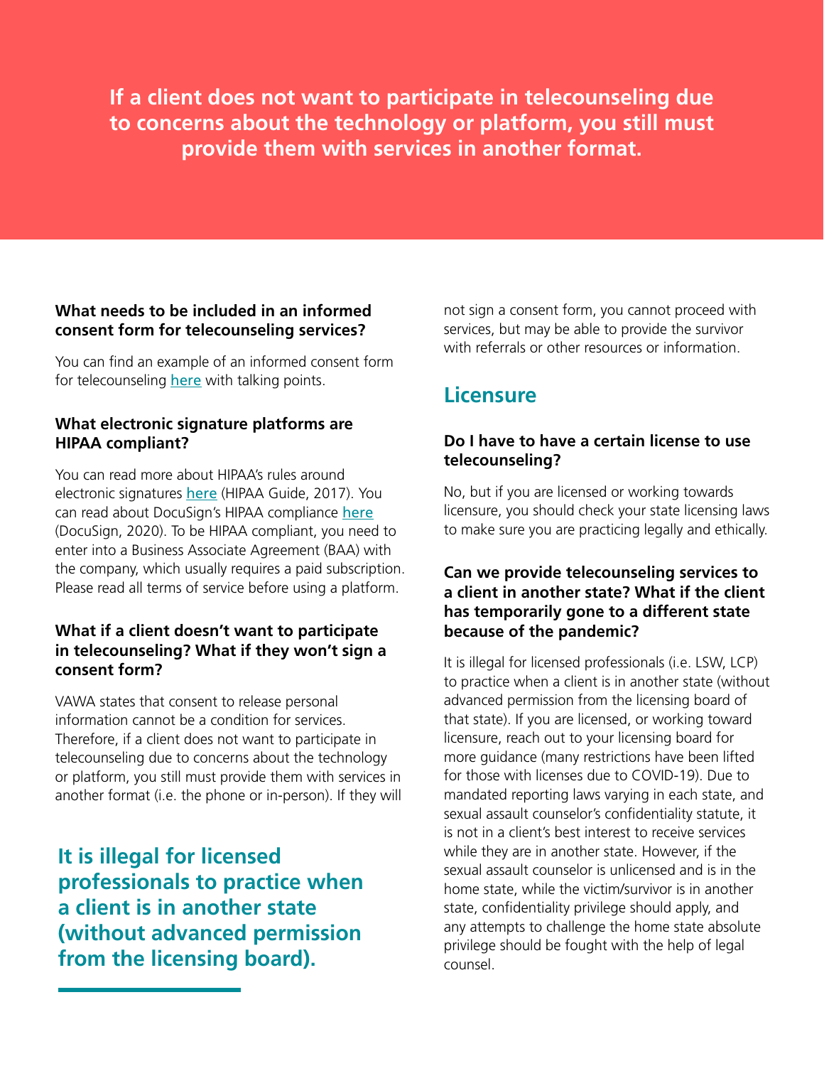**If a client does not want to participate in telecounseling due to concerns about the technology or platform, you still must provide them with services in another format.**

### What needs to be included in an informed consent form for telecounseling services?

You can find an example of an informed consent form for telecounseling here with talking points.

### What electronic signature platforms are HIPAA compliant?

You can read more about HIPAA's rules around electronic signatures here (HIPAA Guide, 2017). You can read about DocuSign's HIPAA compliance here (DocuSign, 2020). To be HIPAA compliant, you need to enter into a Business Associate Agreement (BAA) with the company, which usually requires a paid subscription. Please read all terms of service before using a platform.

### What if a client doesn't want to participate in telecounseling? What if they won't sign a consent form?

VAWA states that consent to release personal information cannot be a condition for services. Therefore, if a client does not want to participate in telecounseling due to concerns about the technology or platform, you still must provide them with services in another format (i.e. the phone or in-person). If they will not sign a consent form, you cannot proceed with services, but may be able to provide the survivor with referrals or other resources or information.

**It is illegal for licensed professionals to practice when a client is in another state (without advanced permission from the licensing board).**

## Licensure

### Do I have to have a certain license to use telecounseling?

No, but if you are licensed or working towards licensure, you should check your state licensing laws to make sure you are practicing legally and ethically.

### Can we provide telecounseling services to a client in another state? What if the client has temporarily gone to a different state because of the pandemic?

It is illegal for licensed professionals (i.e. LSW, LCP) to practice when a client is in another state (without advanced permission from the licensing board of that state). If you are licensed, or working toward licensure, reach out to your licensing board for more guidance (many restrictions have been lifted for those with licenses due to COVID-19). Due to mandated reporting laws varying in each state, and sexual assault counselor's confidentiality statute, it is not in a client's best interest to receive services while they are in another state. However, if the sexual assault counselor is unlicensed and is in the home state, while the victim/survivor is in another state, confidentiality privilege should apply, and any attempts to challenge the home state absolute privilege should be fought with the help of legal counsel.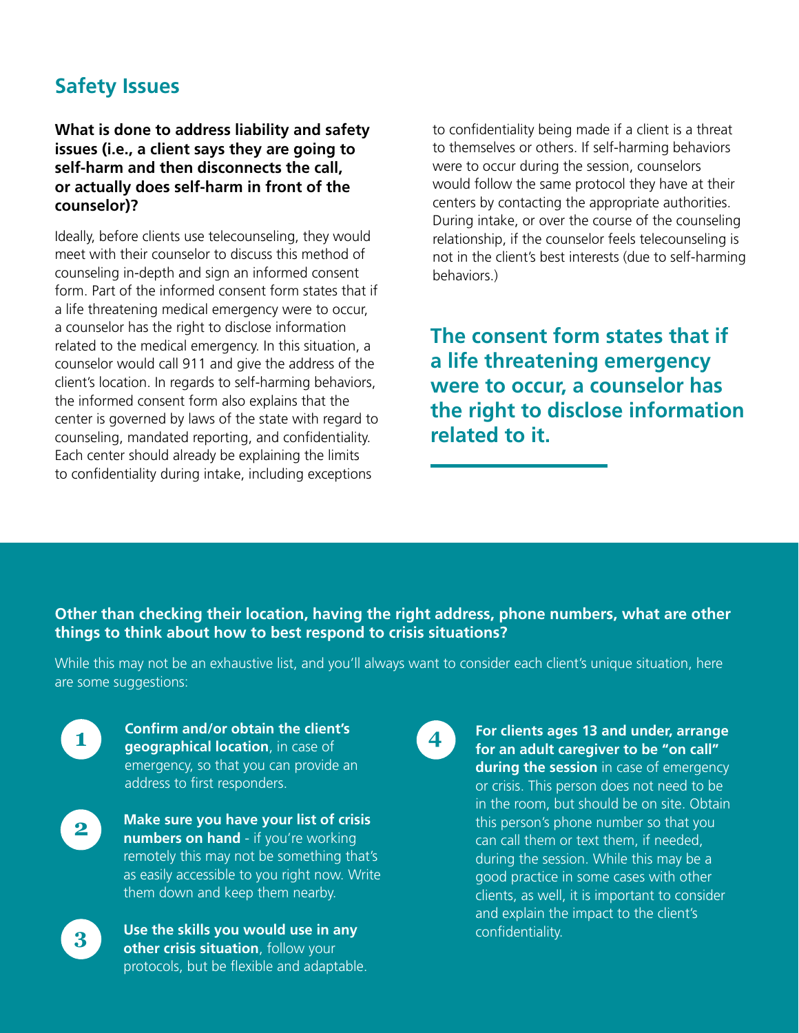## Safety Issues

**What is done to address liability and safety issues (i.e., a client says they are going to self-harm and then disconnects the call, or actually does self-harm in front of the counselor)?**

Ideally, before clients use telecounseling, they would meet with their counselor to discuss this method of counseling in-depth and sign an informed consent form. Part of the informed consent form states that if a life threatening medical emergency were to occur, a counselor has the right to disclose information related to the medical emergency. In this situation, a counselor would call 911 and give the address of the client's location. In regards to self-harming behaviors, the informed consent form also explains that the center is governed by laws of the state with regard to counseling, mandated reporting, and confidentiality. Each center should already be explaining the limits to confidentiality during intake, including exceptions to confidentiality being made if a client is a threat to themselves or others. If self-harming behaviors were to occur during the session, counselors would follow the same protocol they have at their centers by contacting the appropriate authorities. During intake, or over the course of the counseling relationship, if the counselor feels telecounseling is not in the client's best interests (due to self-harming behaviors.)

**The consent form states that if a life threatening emergency were to occur, a counselor has the right to disclose information related to it.**

**Other than checking their location, having the right address, phone numbers, what are other things to think about how to best respond to crisis situations?**

While this may not be an exhaustive list, and you'll always want to consider each client's unique situation, here are some suggestions:

1. **Confirm and/or obtain the client's geographical location**, in case of emergency, so that you can provide an address to first responders.
2. **Make sure you have your list of crisis numbers on hand** - if you're working remotely this may not be something that's as easily accessible to you right now. Write them down and keep them nearby.
3. **Use the skills you would use in any other crisis situation**, follow your protocols, but be flexible and adaptable.
4. **For clients ages 13 and under, arrange for an adult caregiver to be "on call" during the session** in case of emergency or crisis. This person does not need to be in the room, but should be on site. Obtain this person's phone number so that you can call them or text them, if needed, during the session. While this may be a good practice in some cases with other clients, as well, it is important to consider and explain the impact to the client's confidentiality.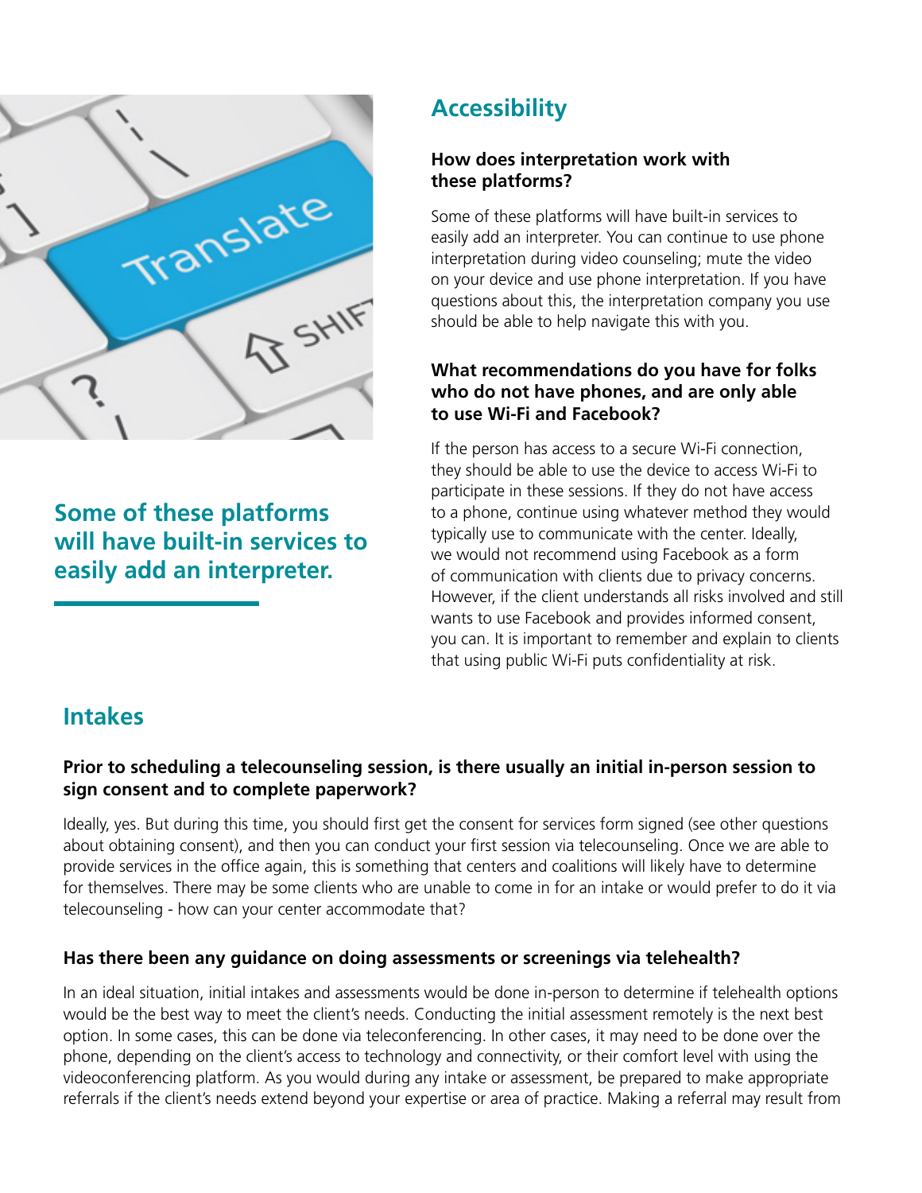**Some of these platforms will have built-in services to easily add an interpreter.**

## Accessibility

### How does interpretation work with these platforms?

Some of these platforms will have built-in services to easily add an interpreter. You can continue to use phone interpretation during video counseling; mute the video on your device and use phone interpretation. If you have questions about this, the interpretation company you use should be able to help navigate this with you.

### What recommendations do you have for folks who do not have phones, and are only able to use Wi-Fi and Facebook?

If the person has access to a secure Wi-Fi connection, they should be able to use the device to access Wi-Fi to participate in these sessions. If they do not have access to a phone, continue using whatever method they would typically use to communicate with the center. Ideally, we would not recommend using Facebook as a form of communication with clients due to privacy concerns. However, if the client understands all risks involved and still wants to use Facebook and provides informed consent, you can. It is important to remember and explain to clients that using public Wi-Fi puts confidentiality at risk.

## Intakes

### Prior to scheduling a telecounseling session, is there usually an initial in-person session to sign consent and to complete paperwork?

Ideally, yes. But during this time, you should first get the consent for services form signed (see other questions about obtaining consent), and then you can conduct your first session via telecounseling. Once we are able to provide services in the office again, this is something that centers and coalitions will likely have to determine for themselves. There may be some clients who are unable to come in for an intake or would prefer to do it via telecounseling - how can your center accommodate that?

### Has there been any guidance on doing assessments or screenings via telehealth?

In an ideal situation, initial intakes and assessments would be done in-person to determine if telehealth options would be the best way to meet the client's needs. Conducting the initial assessment remotely is the next best option. In some cases, this can be done via teleconferencing. In other cases, it may need to be done over the phone, depending on the client's access to technology and connectivity, or their comfort level with using the videoconferencing platform. As you would during any intake or assessment, be prepared to make appropriate referrals if the client's needs extend beyond your expertise or area of practice. Making a referral may result from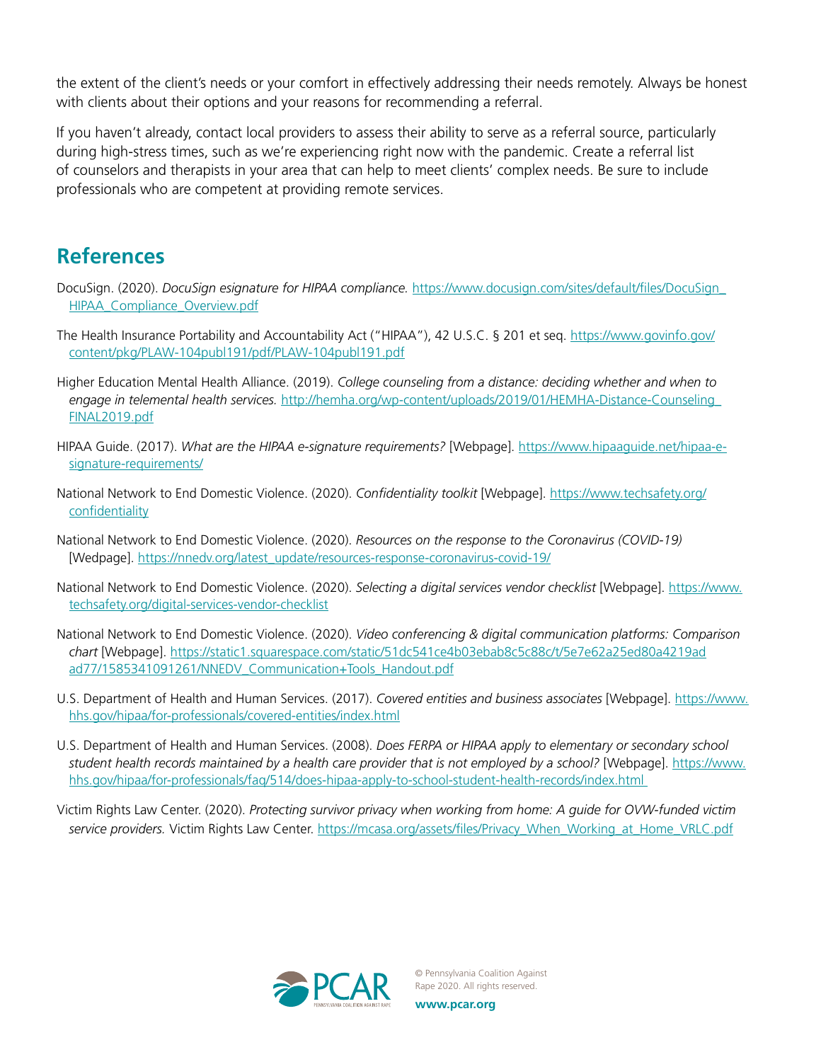the extent of the client's needs or your comfort in effectively addressing their needs remotely. Always be honest with clients about their options and your reasons for recommending a referral.

If you haven't already, contact local providers to assess their ability to serve as a referral source, particularly during high-stress times, such as we're experiencing right now with the pandemic. Create a referral list of counselors and therapists in your area that can help to meet clients' complex needs. Be sure to include professionals who are competent at providing remote services.

## References

DocuSign. (2020). *DocuSign esignature for HIPAA compliance.* https://www.docusign.com/sites/default/files/DocuSign_HIPAA_Compliance_Overview.pdf

The Health Insurance Portability and Accountability Act ("HIPAA"), 42 U.S.C. § 201 et seq. https://www.govinfo.gov/content/pkg/PLAW-104publ191/pdf/PLAW-104publ191.pdf

Higher Education Mental Health Alliance. (2019). *College counseling from a distance: deciding whether and when to engage in telemental health services.* http://hemha.org/wp-content/uploads/2019/01/HEMHA-Distance-Counseling_FINAL2019.pdf

HIPAA Guide. (2017). *What are the HIPAA e-signature requirements?* [Webpage]. https://www.hipaaguide.net/hipaa-e-signature-requirements/

National Network to End Domestic Violence. (2020). *Confidentiality toolkit* [Webpage]. https://www.techsafety.org/confidentiality

National Network to End Domestic Violence. (2020). *Resources on the response to the Coronavirus (COVID-19)* [Wedpage]. https://nnedv.org/latest_update/resources-response-coronavirus-covid-19/

National Network to End Domestic Violence. (2020). *Selecting a digital services vendor checklist* [Webpage]. https://www.techsafety.org/digital-services-vendor-checklist

National Network to End Domestic Violence. (2020). *Video conferencing & digital communication platforms: Comparison chart* [Webpage]. https://static1.squarespace.com/static/51dc541ce4b03ebab8c5c88c/t/5e7e62a25ed80a4219adad77/1585341091261/NNEDV_Communication+Tools_Handout.pdf

U.S. Department of Health and Human Services. (2017). *Covered entities and business associates* [Webpage]. https://www.hhs.gov/hipaa/for-professionals/covered-entities/index.html

U.S. Department of Health and Human Services. (2008). *Does FERPA or HIPAA apply to elementary or secondary school student health records maintained by a health care provider that is not employed by a school?* [Webpage]. https://www.hhs.gov/hipaa/for-professionals/faq/514/does-hipaa-apply-to-school-student-health-records/index.html

Victim Rights Law Center. (2020). *Protecting survivor privacy when working from home: A guide for OVW-funded victim service providers.* Victim Rights Law Center. https://mcasa.org/assets/files/Privacy_When_Working_at_Home_VRLC.pdf

© Pennsylvania Coalition Against Rape 2020. All rights reserved.

**www.pcar.org**